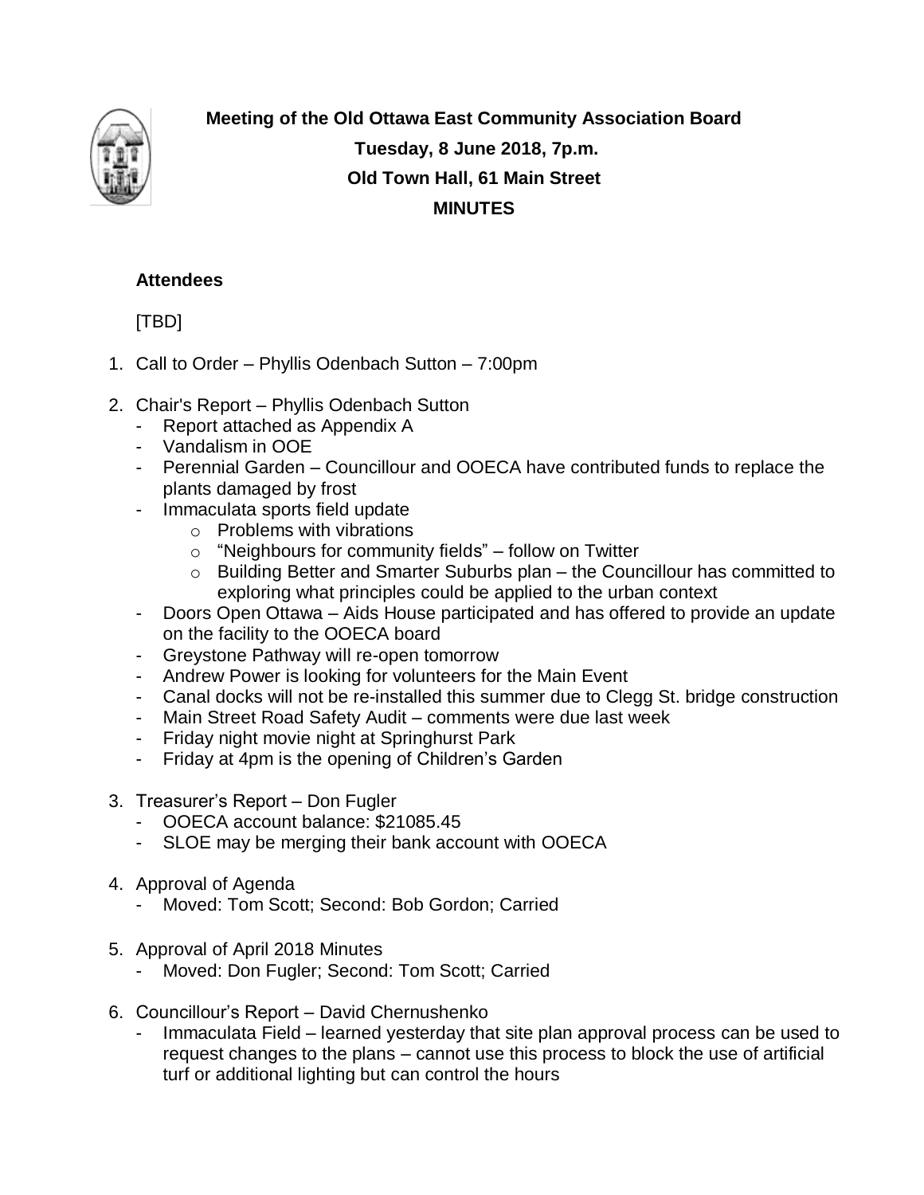**Meeting of the Old Ottawa East Community Association Board**

**Tuesday, 8 June 2018, 7p.m.**

**Old Town Hall, 61 Main Street**

**MINUTES**

### Attendees

[TBD]

1. Call to Order – Phyllis Odenbach Sutton – 7:00pm

2. Chair's Report – Phyllis Odenbach Sutton
   - Report attached as Appendix A
   - Vandalism in OOE
   - Perennial Garden – Councillour and OOECA have contributed funds to replace the plants damaged by frost
   - Immaculata sports field update
     - Problems with vibrations
     - "Neighbours for community fields" – follow on Twitter
     - Building Better and Smarter Suburbs plan – the Councillour has committed to exploring what principles could be applied to the urban context
   - Doors Open Ottawa – Aids House participated and has offered to provide an update on the facility to the OOECA board
   - Greystone Pathway will re-open tomorrow
   - Andrew Power is looking for volunteers for the Main Event
   - Canal docks will not be re-installed this summer due to Clegg St. bridge construction
   - Main Street Road Safety Audit – comments were due last week
   - Friday night movie night at Springhurst Park
   - Friday at 4pm is the opening of Children's Garden

3. Treasurer's Report – Don Fugler
   - OOECA account balance: $21085.45
   - SLOE may be merging their bank account with OOECA

4. Approval of Agenda
   - Moved: Tom Scott; Second: Bob Gordon; Carried

5. Approval of April 2018 Minutes
   - Moved: Don Fugler; Second: Tom Scott; Carried

6. Councillour's Report – David Chernushenko
   - Immaculata Field – learned yesterday that site plan approval process can be used to request changes to the plans – cannot use this process to block the use of artificial turf or additional lighting but can control the hours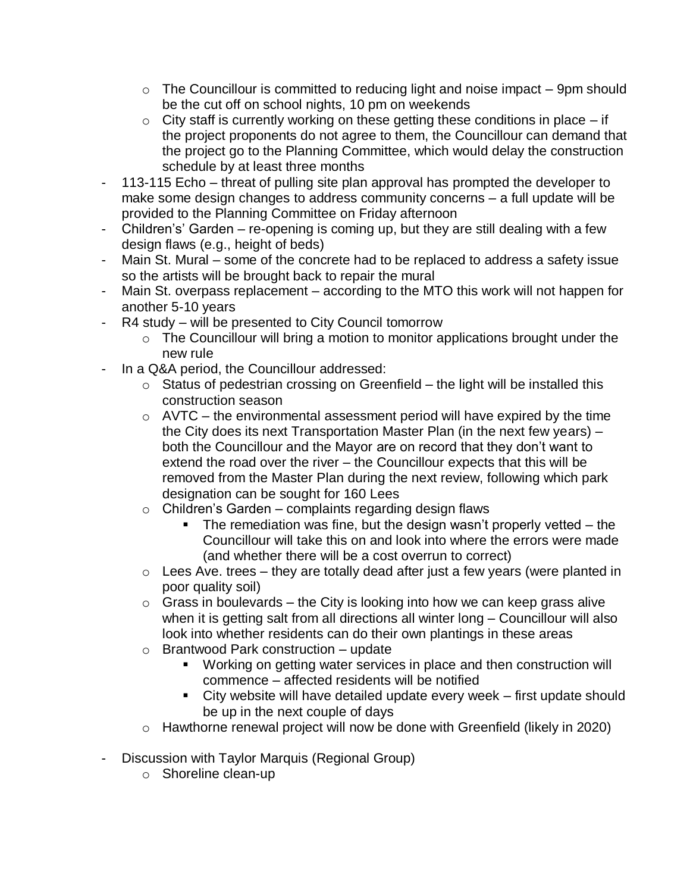- The Councillour is committed to reducing light and noise impact – 9pm should be the cut off on school nights, 10 pm on weekends
  - City staff is currently working on these getting these conditions in place – if the project proponents do not agree to them, the Councillour can demand that the project go to the Planning Committee, which would delay the construction schedule by at least three months
- 113-115 Echo – threat of pulling site plan approval has prompted the developer to make some design changes to address community concerns – a full update will be provided to the Planning Committee on Friday afternoon
- Children's' Garden – re-opening is coming up, but they are still dealing with a few design flaws (e.g., height of beds)
- Main St. Mural – some of the concrete had to be replaced to address a safety issue so the artists will be brought back to repair the mural
- Main St. overpass replacement – according to the MTO this work will not happen for another 5-10 years
- R4 study – will be presented to City Council tomorrow
  - The Councillour will bring a motion to monitor applications brought under the new rule
- In a Q&A period, the Councillour addressed:
  - Status of pedestrian crossing on Greenfield – the light will be installed this construction season
  - AVTC – the environmental assessment period will have expired by the time the City does its next Transportation Master Plan (in the next few years) – both the Councillour and the Mayor are on record that they don't want to extend the road over the river – the Councillour expects that this will be removed from the Master Plan during the next review, following which park designation can be sought for 160 Lees
  - Children's Garden – complaints regarding design flaws
    - The remediation was fine, but the design wasn't properly vetted – the Councillour will take this on and look into where the errors were made (and whether there will be a cost overrun to correct)
  - Lees Ave. trees – they are totally dead after just a few years (were planted in poor quality soil)
  - Grass in boulevards – the City is looking into how we can keep grass alive when it is getting salt from all directions all winter long – Councillour will also look into whether residents can do their own plantings in these areas
  - Brantwood Park construction – update
    - Working on getting water services in place and then construction will commence – affected residents will be notified
    - City website will have detailed update every week – first update should be up in the next couple of days
  - Hawthorne renewal project will now be done with Greenfield (likely in 2020)

- Discussion with Taylor Marquis (Regional Group)
  - Shoreline clean-up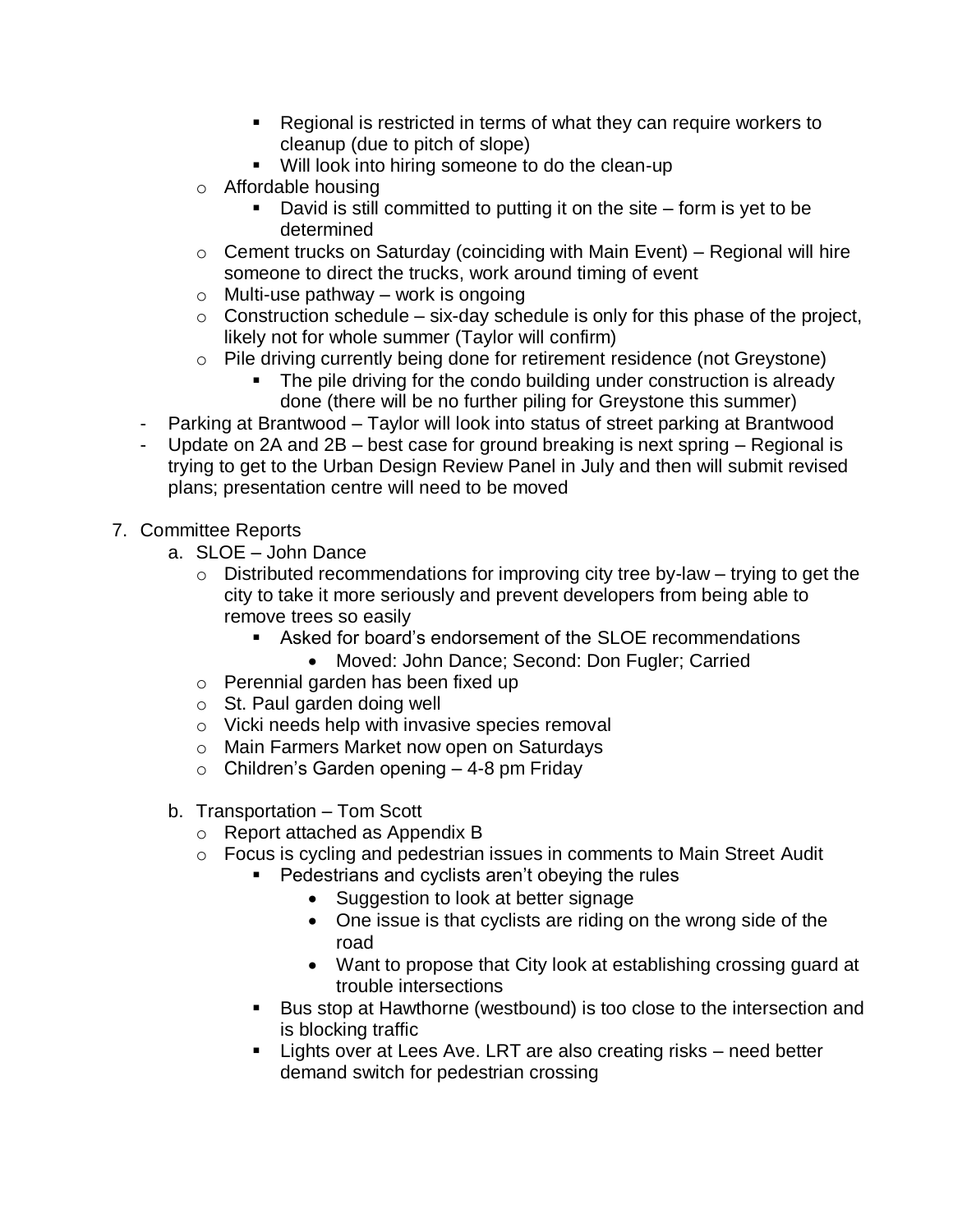- Regional is restricted in terms of what they can require workers to cleanup (due to pitch of slope)
        - Will look into hiring someone to do the clean-up
    - Affordable housing
        - David is still committed to putting it on the site – form is yet to be determined
    - Cement trucks on Saturday (coinciding with Main Event) – Regional will hire someone to direct the trucks, work around timing of event
    - Multi-use pathway – work is ongoing
    - Construction schedule – six-day schedule is only for this phase of the project, likely not for whole summer (Taylor will confirm)
    - Pile driving currently being done for retirement residence (not Greystone)
        - The pile driving for the condo building under construction is already done (there will be no further piling for Greystone this summer)
- Parking at Brantwood – Taylor will look into status of street parking at Brantwood
- Update on 2A and 2B – best case for ground breaking is next spring – Regional is trying to get to the Urban Design Review Panel in July and then will submit revised plans; presentation centre will need to be moved

7. Committee Reports
    a. SLOE – John Dance
        - Distributed recommendations for improving city tree by-law – trying to get the city to take it more seriously and prevent developers from being able to remove trees so easily
            - Asked for board's endorsement of the SLOE recommendations
                - Moved: John Dance; Second: Don Fugler; Carried
        - Perennial garden has been fixed up
        - St. Paul garden doing well
        - Vicki needs help with invasive species removal
        - Main Farmers Market now open on Saturdays
        - Children's Garden opening – 4-8 pm Friday

    b. Transportation – Tom Scott
        - Report attached as Appendix B
        - Focus is cycling and pedestrian issues in comments to Main Street Audit
            - Pedestrians and cyclists aren't obeying the rules
                - Suggestion to look at better signage
                - One issue is that cyclists are riding on the wrong side of the road
                - Want to propose that City look at establishing crossing guard at trouble intersections
            - Bus stop at Hawthorne (westbound) is too close to the intersection and is blocking traffic
            - Lights over at Lees Ave. LRT are also creating risks – need better demand switch for pedestrian crossing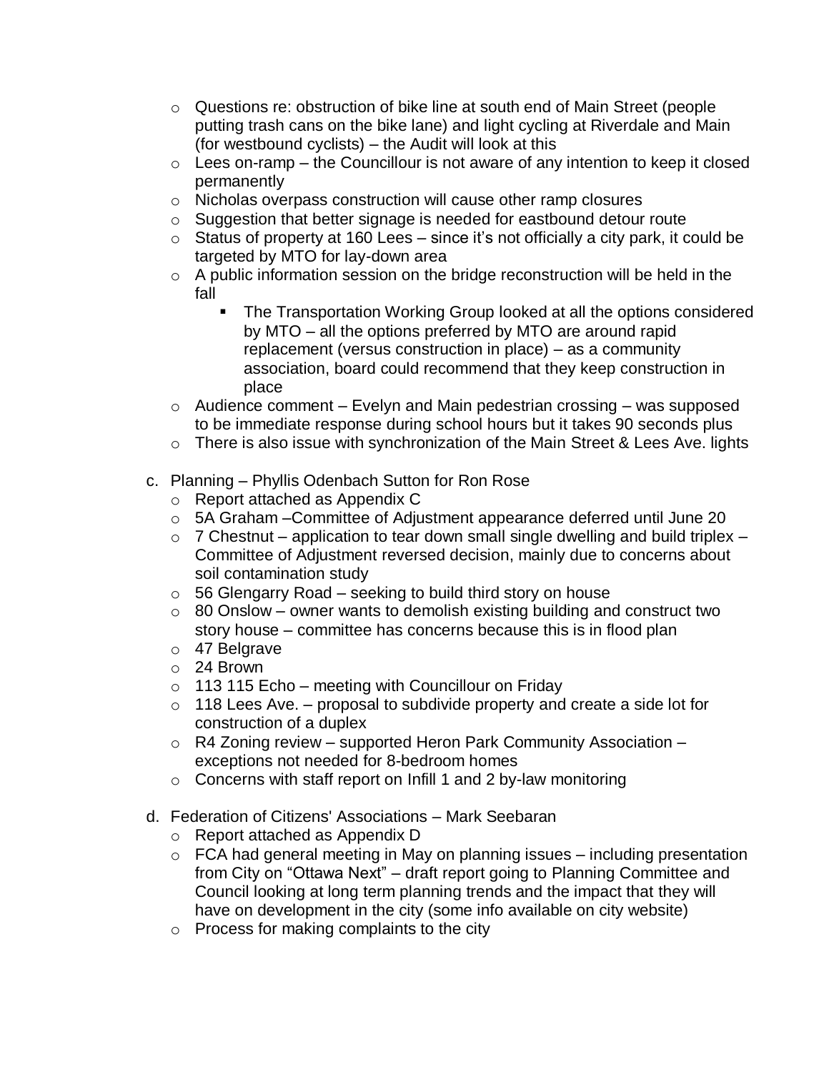- Questions re: obstruction of bike line at south end of Main Street (people putting trash cans on the bike lane) and light cycling at Riverdale and Main (for westbound cyclists) – the Audit will look at this
- Lees on-ramp – the Councillour is not aware of any intention to keep it closed permanently
- Nicholas overpass construction will cause other ramp closures
- Suggestion that better signage is needed for eastbound detour route
- Status of property at 160 Lees – since it's not officially a city park, it could be targeted by MTO for lay-down area
- A public information session on the bridge reconstruction will be held in the fall
  - The Transportation Working Group looked at all the options considered by MTO – all the options preferred by MTO are around rapid replacement (versus construction in place) – as a community association, board could recommend that they keep construction in place
- Audience comment – Evelyn and Main pedestrian crossing – was supposed to be immediate response during school hours but it takes 90 seconds plus
- There is also issue with synchronization of the Main Street & Lees Ave. lights

c. Planning – Phyllis Odenbach Sutton for Ron Rose
- Report attached as Appendix C
- 5A Graham –Committee of Adjustment appearance deferred until June 20
- 7 Chestnut – application to tear down small single dwelling and build triplex – Committee of Adjustment reversed decision, mainly due to concerns about soil contamination study
- 56 Glengarry Road – seeking to build third story on house
- 80 Onslow – owner wants to demolish existing building and construct two story house – committee has concerns because this is in flood plan
- 47 Belgrave
- 24 Brown
- 113 115 Echo – meeting with Councillour on Friday
- 118 Lees Ave. – proposal to subdivide property and create a side lot for construction of a duplex
- R4 Zoning review – supported Heron Park Community Association – exceptions not needed for 8-bedroom homes
- Concerns with staff report on Infill 1 and 2 by-law monitoring

d. Federation of Citizens' Associations – Mark Seebaran
- Report attached as Appendix D
- FCA had general meeting in May on planning issues – including presentation from City on "Ottawa Next" – draft report going to Planning Committee and Council looking at long term planning trends and the impact that they will have on development in the city (some info available on city website)
- Process for making complaints to the city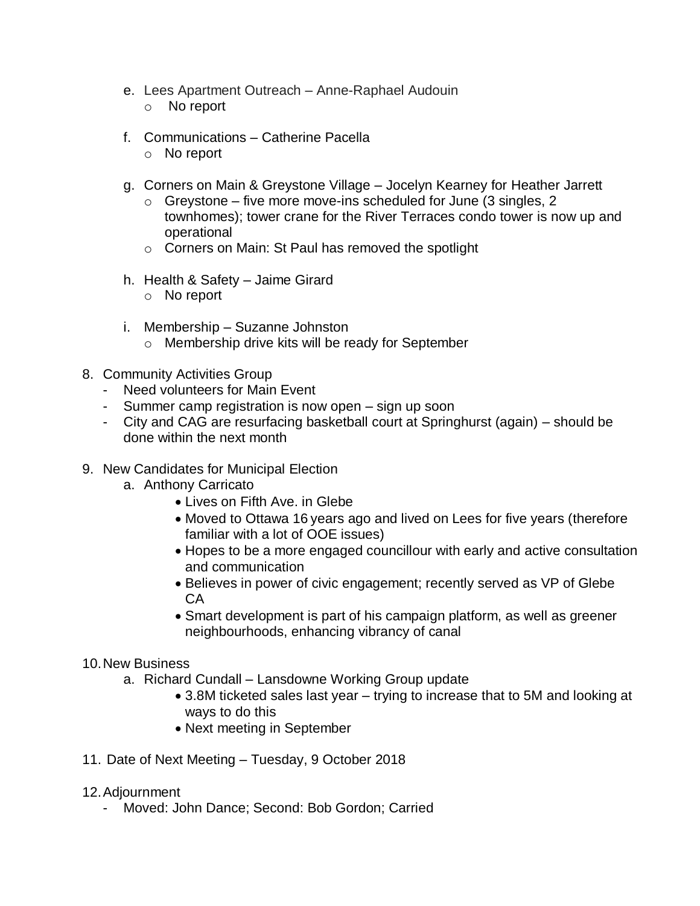e. Lees Apartment Outreach – Anne-Raphael Audouin
   - No report

f. Communications – Catherine Pacella
   - No report

g. Corners on Main & Greystone Village – Jocelyn Kearney for Heather Jarrett
   - Greystone – five more move-ins scheduled for June (3 singles, 2 townhomes); tower crane for the River Terraces condo tower is now up and operational
   - Corners on Main: St Paul has removed the spotlight

h. Health & Safety – Jaime Girard
   - No report

i. Membership – Suzanne Johnston
   - Membership drive kits will be ready for September

8. Community Activities Group
   - Need volunteers for Main Event
   - Summer camp registration is now open – sign up soon
   - City and CAG are resurfacing basketball court at Springhurst (again) – should be done within the next month

9. New Candidates for Municipal Election
   a. Anthony Carricato
      - Lives on Fifth Ave. in Glebe
      - Moved to Ottawa 16 years ago and lived on Lees for five years (therefore familiar with a lot of OOE issues)
      - Hopes to be a more engaged councillour with early and active consultation and communication
      - Believes in power of civic engagement; recently served as VP of Glebe CA
      - Smart development is part of his campaign platform, as well as greener neighbourhoods, enhancing vibrancy of canal

10. New Business
    a. Richard Cundall – Lansdowne Working Group update
       - 3.8M ticketed sales last year – trying to increase that to 5M and looking at ways to do this
       - Next meeting in September

11. Date of Next Meeting – Tuesday, 9 October 2018

12. Adjournment
    - Moved: John Dance; Second: Bob Gordon; Carried